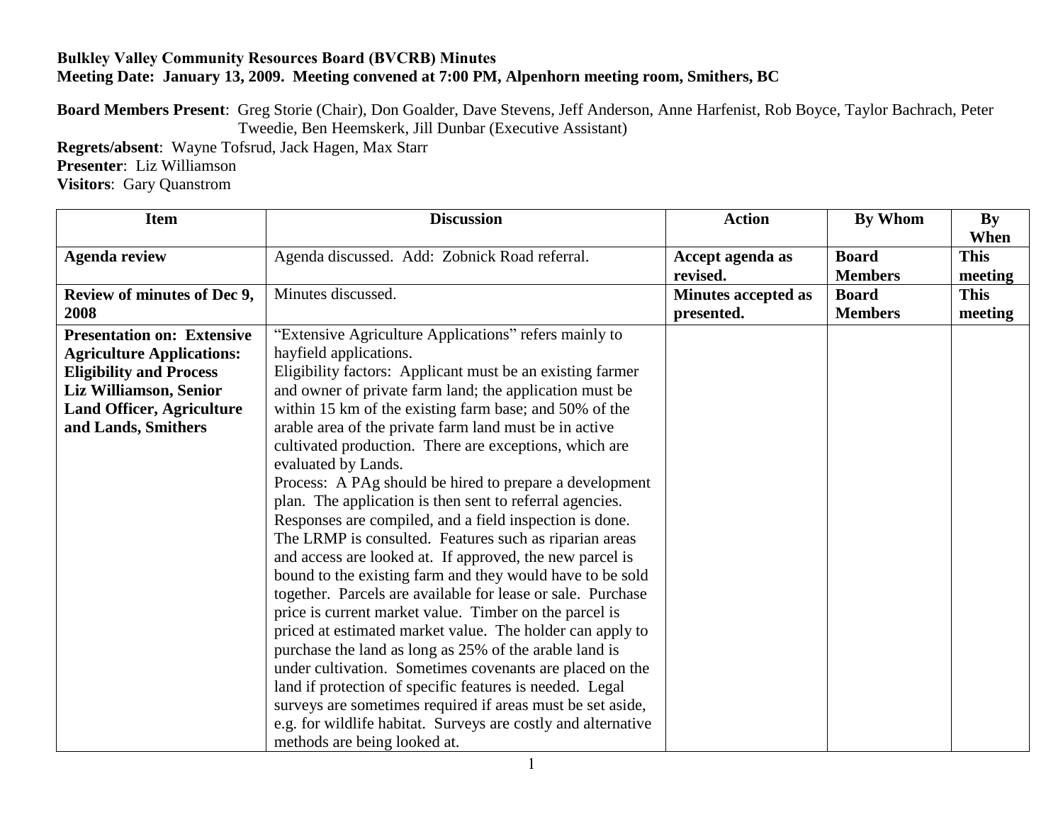**Bulkley Valley Community Resources Board (BVCRB) Minutes**
**Meeting Date: January 13, 2009. Meeting convened at 7:00 PM, Alpenhorn meeting room, Smithers, BC**

**Board Members Present**: Greg Storie (Chair), Don Goalder, Dave Stevens, Jeff Anderson, Anne Harfenist, Rob Boyce, Taylor Bachrach, Peter Tweedie, Ben Heemskerk, Jill Dunbar (Executive Assistant)
**Regrets/absent**: Wayne Tofsrud, Jack Hagen, Max Starr
**Presenter**: Liz Williamson
**Visitors**: Gary Quanstrom

| Item | Discussion | Action | By Whom | By When |
|---|---|---|---|---|
| **Agenda review** | Agenda discussed. Add: Zobnick Road referral. | **Accept agenda as revised.** | **Board Members** | **This meeting** |
| **Review of minutes of Dec 9, 2008** | Minutes discussed. | **Minutes accepted as presented.** | **Board Members** | **This meeting** |
| **Presentation on: Extensive Agriculture Applications: Eligibility and Process Liz Williamson, Senior Land Officer, Agriculture and Lands, Smithers** | "Extensive Agriculture Applications" refers mainly to hayfield applications. Eligibility factors: Applicant must be an existing farmer and owner of private farm land; the application must be within 15 km of the existing farm base; and 50% of the arable area of the private farm land must be in active cultivated production. There are exceptions, which are evaluated by Lands. Process: A PAg should be hired to prepare a development plan. The application is then sent to referral agencies. Responses are compiled, and a field inspection is done. The LRMP is consulted. Features such as riparian areas and access are looked at. If approved, the new parcel is bound to the existing farm and they would have to be sold together. Parcels are available for lease or sale. Purchase price is current market value. Timber on the parcel is priced at estimated market value. The holder can apply to purchase the land as long as 25% of the arable land is under cultivation. Sometimes covenants are placed on the land if protection of specific features is needed. Legal surveys are sometimes required if areas must be set aside, e.g. for wildlife habitat. Surveys are costly and alternative methods are being looked at. | | | |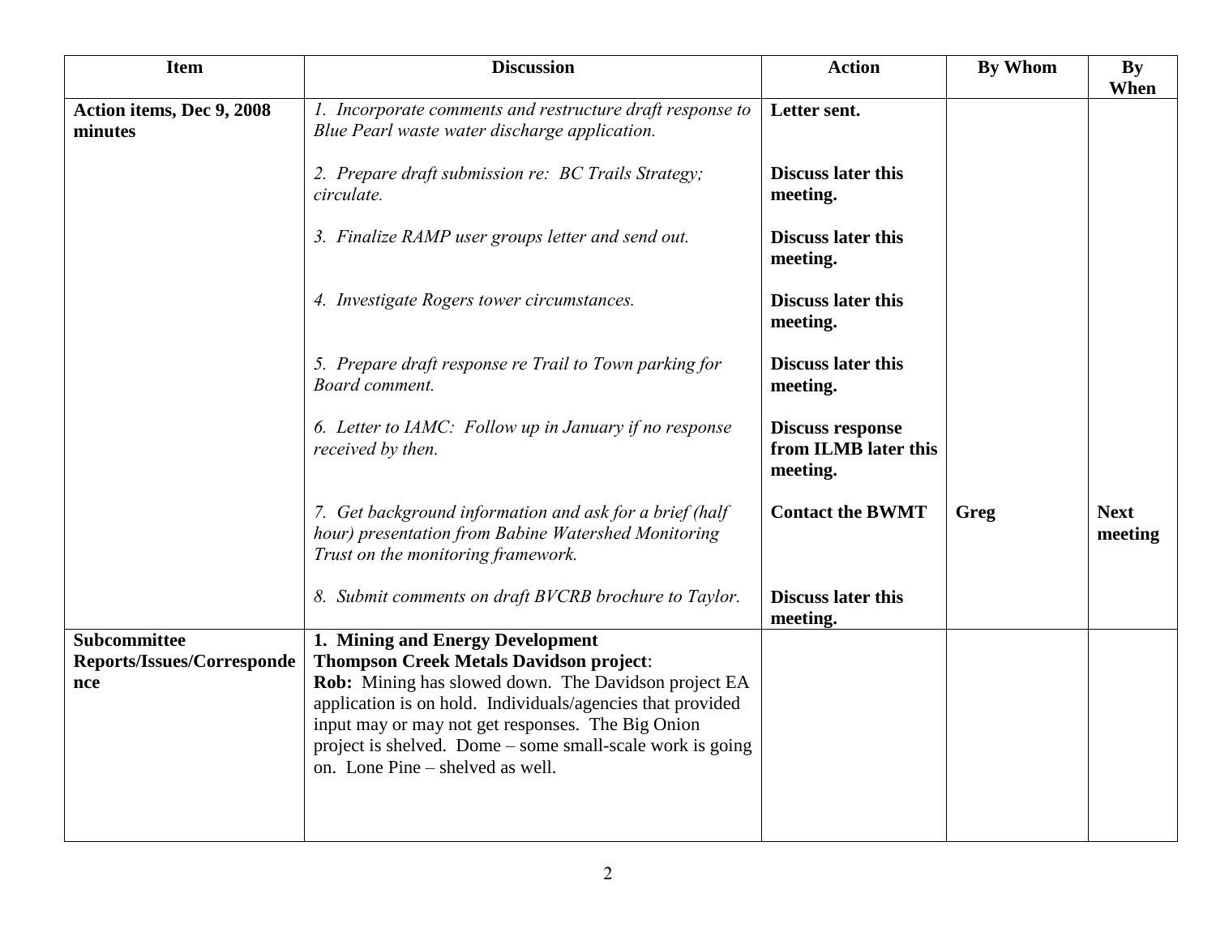| Item | Discussion | Action | By Whom | By When |
|---|---|---|---|---|
| **Action items, Dec 9, 2008 minutes** | *1. Incorporate comments and restructure draft response to Blue Pearl waste water discharge application.* | **Letter sent.** | | |
| | *2. Prepare draft submission re: BC Trails Strategy; circulate.* | **Discuss later this meeting.** | | |
| | *3. Finalize RAMP user groups letter and send out.* | **Discuss later this meeting.** | | |
| | *4. Investigate Rogers tower circumstances.* | **Discuss later this meeting.** | | |
| | *5. Prepare draft response re Trail to Town parking for Board comment.* | **Discuss later this meeting.** | | |
| | *6. Letter to IAMC: Follow up in January if no response received by then.* | **Discuss response from ILMB later this meeting.** | | |
| | *7. Get background information and ask for a brief (half hour) presentation from Babine Watershed Monitoring Trust on the monitoring framework.* | **Contact the BWMT** | **Greg** | **Next meeting** |
| | *8. Submit comments on draft BVCRB brochure to Taylor.* | **Discuss later this meeting.** | | |
| **Subcommittee Reports/Issues/Correspondence** | **1. Mining and Energy Development** **Thompson Creek Metals Davidson project**: **Rob:** Mining has slowed down. The Davidson project EA application is on hold. Individuals/agencies that provided input may or may not get responses. The Big Onion project is shelved. Dome – some small-scale work is going on. Lone Pine – shelved as well. | | | |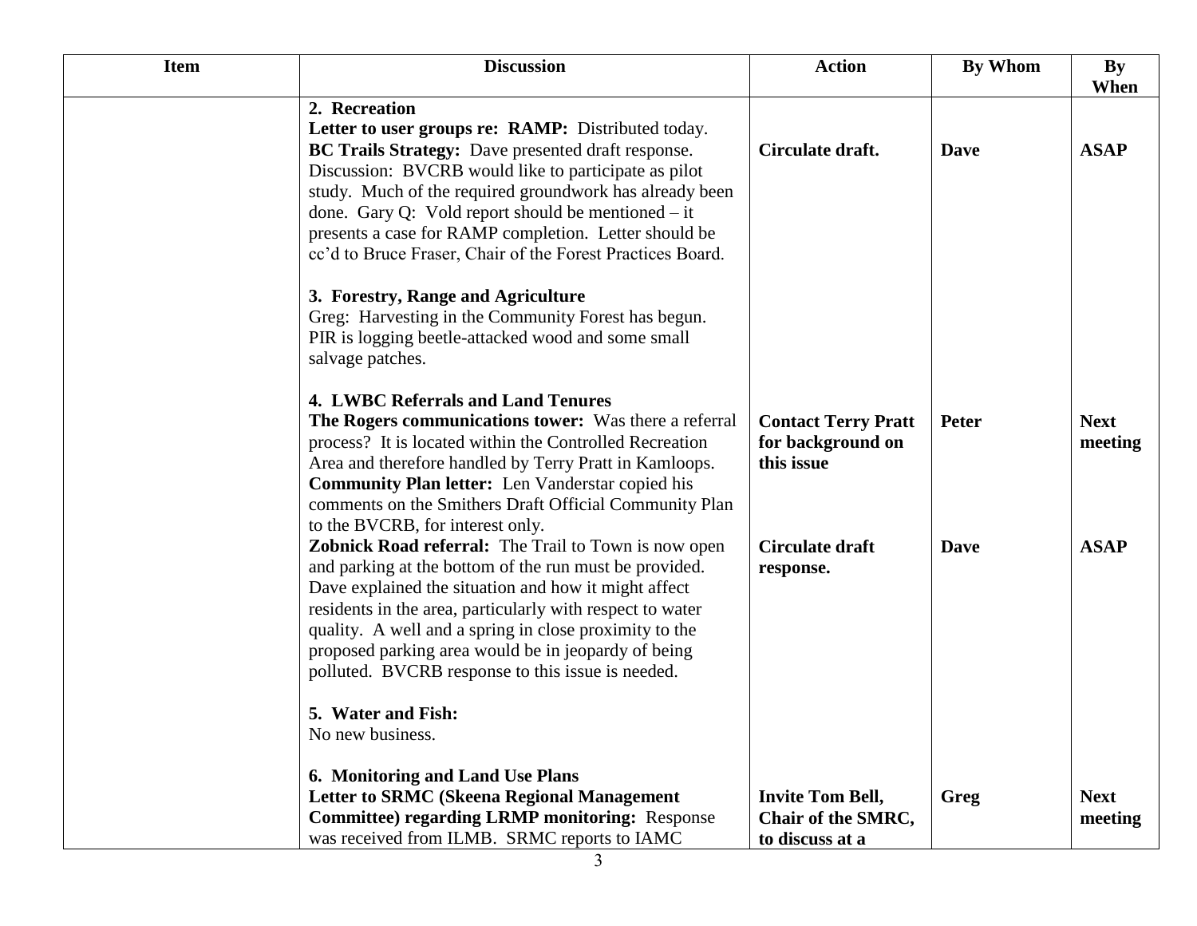| Item | Discussion | Action | By Whom | By When |
|---|---|---|---|---|
| | **2. Recreation**<br>**Letter to user groups re: RAMP:** Distributed today.<br>**BC Trails Strategy:** Dave presented draft response. Discussion: BVCRB would like to participate as pilot study. Much of the required groundwork has already been done. Gary Q: Vold report should be mentioned – it presents a case for RAMP completion. Letter should be cc'd to Bruce Fraser, Chair of the Forest Practices Board. | **Circulate draft.** | **Dave** | **ASAP** |
| | **3. Forestry, Range and Agriculture**<br>Greg: Harvesting in the Community Forest has begun. PIR is logging beetle-attacked wood and some small salvage patches. | | | |
| | **4. LWBC Referrals and Land Tenures**<br>**The Rogers communications tower:** Was there a referral process? It is located within the Controlled Recreation Area and therefore handled by Terry Pratt in Kamloops.<br>**Community Plan letter:** Len Vanderstar copied his comments on the Smithers Draft Official Community Plan to the BVCRB, for interest only. | **Contact Terry Pratt for background on this issue** | **Peter** | **Next meeting** |
| | **Zobnick Road referral:** The Trail to Town is now open and parking at the bottom of the run must be provided. Dave explained the situation and how it might affect residents in the area, particularly with respect to water quality. A well and a spring in close proximity to the proposed parking area would be in jeopardy of being polluted. BVCRB response to this issue is needed. | **Circulate draft response.** | **Dave** | **ASAP** |
| | **5. Water and Fish:**<br>No new business. | | | |
| | **6. Monitoring and Land Use Plans**<br>**Letter to SRMC (Skeena Regional Management Committee) regarding LRMP monitoring:** Response was received from ILMB. SRMC reports to IAMC | **Invite Tom Bell, Chair of the SMRC, to discuss at a** | **Greg** | **Next meeting** |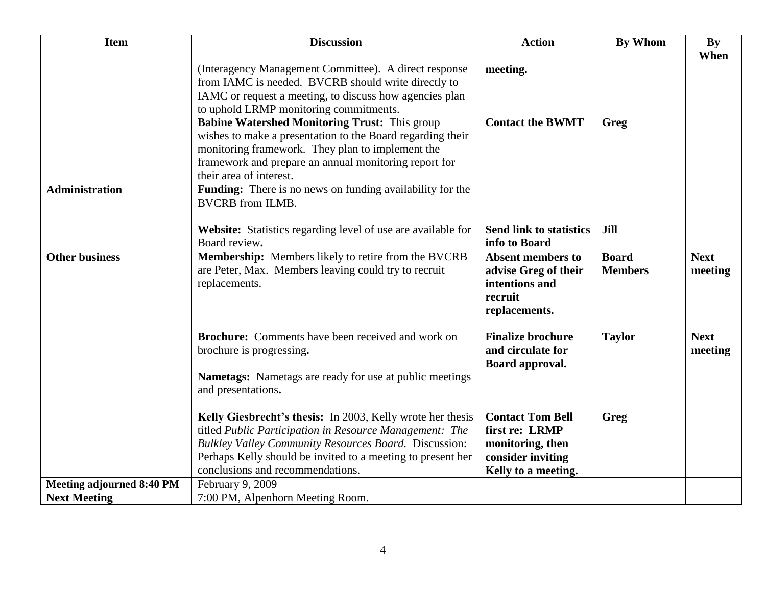| Item | Discussion | Action | By Whom | By When |
|---|---|---|---|---|
| | (Interagency Management Committee). A direct response from IAMC is needed. BVCRB should write directly to IAMC or request a meeting, to discuss how agencies plan to uphold LRMP monitoring commitments. | **meeting.** | | |
| | **Babine Watershed Monitoring Trust:** This group wishes to make a presentation to the Board regarding their monitoring framework. They plan to implement the framework and prepare an annual monitoring report for their area of interest. | **Contact the BWMT** | **Greg** | |
| **Administration** | **Funding:** There is no news on funding availability for the BVCRB from ILMB. | | | |
| | **Website:** Statistics regarding level of use are available for Board review**.** | **Send link to statistics info to Board** | **Jill** | |
| **Other business** | **Membership:** Members likely to retire from the BVCRB are Peter, Max. Members leaving could try to recruit replacements. | **Absent members to advise Greg of their intentions and recruit replacements.** | **Board Members** | **Next meeting** |
| | **Brochure:** Comments have been received and work on brochure is progressing**.** | **Finalize brochure and circulate for Board approval.** | **Taylor** | **Next meeting** |
| | **Nametags:** Nametags are ready for use at public meetings and presentations**.** | | | |
| | **Kelly Giesbrecht's thesis:** In 2003, Kelly wrote her thesis titled *Public Participation in Resource Management: The Bulkley Valley Community Resources Board.* Discussion: Perhaps Kelly should be invited to a meeting to present her conclusions and recommendations. | **Contact Tom Bell first re: LRMP monitoring, then consider inviting Kelly to a meeting.** | **Greg** | |
| **Meeting adjourned 8:40 PM Next Meeting** | February 9, 2009<br>7:00 PM, Alpenhorn Meeting Room. | | | |